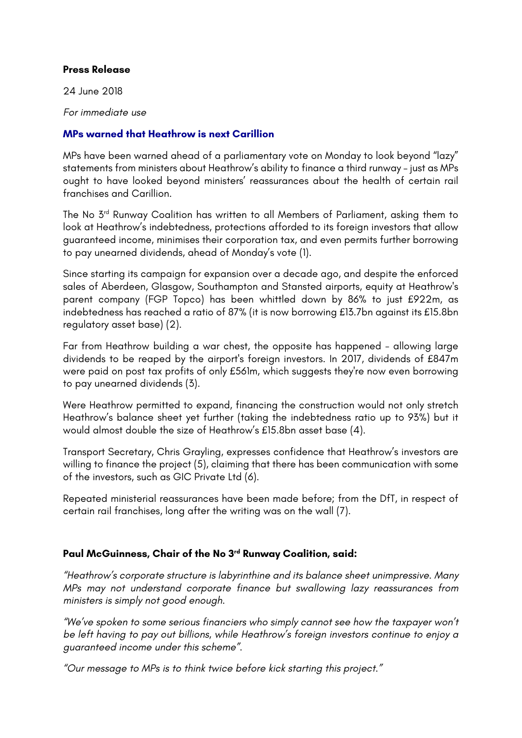**Press Release**

24 June 2018

*For immediate use*

## MPs warned that Heathrow is next Carillion

MPs have been warned ahead of a parliamentary vote on Monday to look beyond "lazy" statements from ministers about Heathrow's ability to finance a third runway – just as MPs ought to have looked beyond ministers' reassurances about the health of certain rail franchises and Carillion.

The No 3rd Runway Coalition has written to all Members of Parliament, asking them to look at Heathrow's indebtedness, protections afforded to its foreign investors that allow guaranteed income, minimises their corporation tax, and even permits further borrowing to pay unearned dividends, ahead of Monday's vote (1).

Since starting its campaign for expansion over a decade ago, and despite the enforced sales of Aberdeen, Glasgow, Southampton and Stansted airports, equity at Heathrow's parent company (FGP Topco) has been whittled down by 86% to just £922m, as indebtedness has reached a ratio of 87% (it is now borrowing £13.7bn against its £15.8bn regulatory asset base) (2).

Far from Heathrow building a war chest, the opposite has happened – allowing large dividends to be reaped by the airport's foreign investors. In 2017, dividends of £847m were paid on post tax profits of only £561m, which suggests they're now even borrowing to pay unearned dividends (3).

Were Heathrow permitted to expand, financing the construction would not only stretch Heathrow's balance sheet yet further (taking the indebtedness ratio up to 93%) but it would almost double the size of Heathrow's £15.8bn asset base (4).

Transport Secretary, Chris Grayling, expresses confidence that Heathrow's investors are willing to finance the project (5), claiming that there has been communication with some of the investors, such as GIC Private Ltd (6).

Repeated ministerial reassurances have been made before; from the DfT, in respect of certain rail franchises, long after the writing was on the wall (7).

**Paul McGuinness, Chair of the No 3rd Runway Coalition, said:**

*"Heathrow's corporate structure is labyrinthine and its balance sheet unimpressive. Many MPs may not understand corporate finance but swallowing lazy reassurances from ministers is simply not good enough.*

*"We've spoken to some serious financiers who simply cannot see how the taxpayer won't be left having to pay out billions, while Heathrow's foreign investors continue to enjoy a guaranteed income under this scheme".*

*"Our message to MPs is to think twice before kick starting this project."*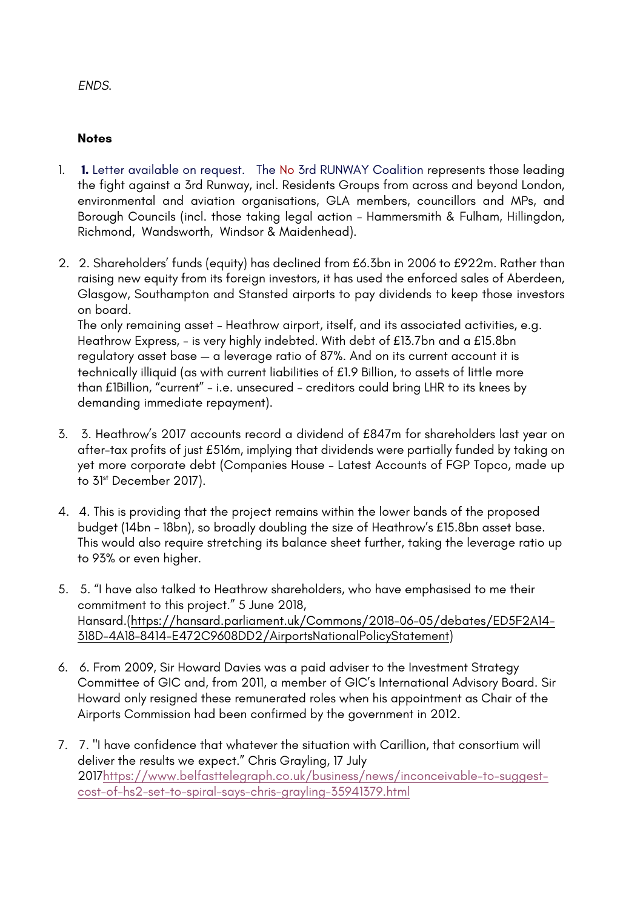*ENDS.*

**Notes**

1. **1.** Letter available on request. The No 3rd RUNWAY Coalition represents those leading the fight against a 3rd Runway, incl. Residents Groups from across and beyond London, environmental and aviation organisations, GLA members, councillors and MPs, and Borough Councils (incl. those taking legal action – Hammersmith & Fulham, Hillingdon, Richmond, Wandsworth, Windsor & Maidenhead).

2. 2. Shareholders' funds (equity) has declined from £6.3bn in 2006 to £922m. Rather than raising new equity from its foreign investors, it has used the enforced sales of Aberdeen, Glasgow, Southampton and Stansted airports to pay dividends to keep those investors on board.
   The only remaining asset – Heathrow airport, itself, and its associated activities, e.g. Heathrow Express, – is very highly indebted. With debt of £13.7bn and a £15.8bn regulatory asset base — a leverage ratio of 87%. And on its current account it is technically illiquid (as with current liabilities of £1.9 Billion, to assets of little more than £1Billion, "current" – i.e. unsecured – creditors could bring LHR to its knees by demanding immediate repayment).

3. 3. Heathrow's 2017 accounts record a dividend of £847m for shareholders last year on after-tax profits of just £516m, implying that dividends were partially funded by taking on yet more corporate debt (Companies House – Latest Accounts of FGP Topco, made up to 31st December 2017).

4. 4. This is providing that the project remains within the lower bands of the proposed budget (14bn – 18bn), so broadly doubling the size of Heathrow's £15.8bn asset base. This would also require stretching its balance sheet further, taking the leverage ratio up to 93% or even higher.

5. 5. "I have also talked to Heathrow shareholders, who have emphasised to me their commitment to this project." 5 June 2018, Hansard.(https://hansard.parliament.uk/Commons/2018-06-05/debates/ED5F2A14-318D-4A18-8414-E472C9608DD2/AirportsNationalPolicyStatement)

6. 6. From 2009, Sir Howard Davies was a paid adviser to the Investment Strategy Committee of GIC and, from 2011, a member of GIC's International Advisory Board. Sir Howard only resigned these remunerated roles when his appointment as Chair of the Airports Commission had been confirmed by the government in 2012.

7. 7. "I have confidence that whatever the situation with Carillion, that consortium will deliver the results we expect." Chris Grayling, 17 July 2017https://www.belfasttelegraph.co.uk/business/news/inconceivable-to-suggest-cost-of-hs2-set-to-spiral-says-chris-grayling-35941379.html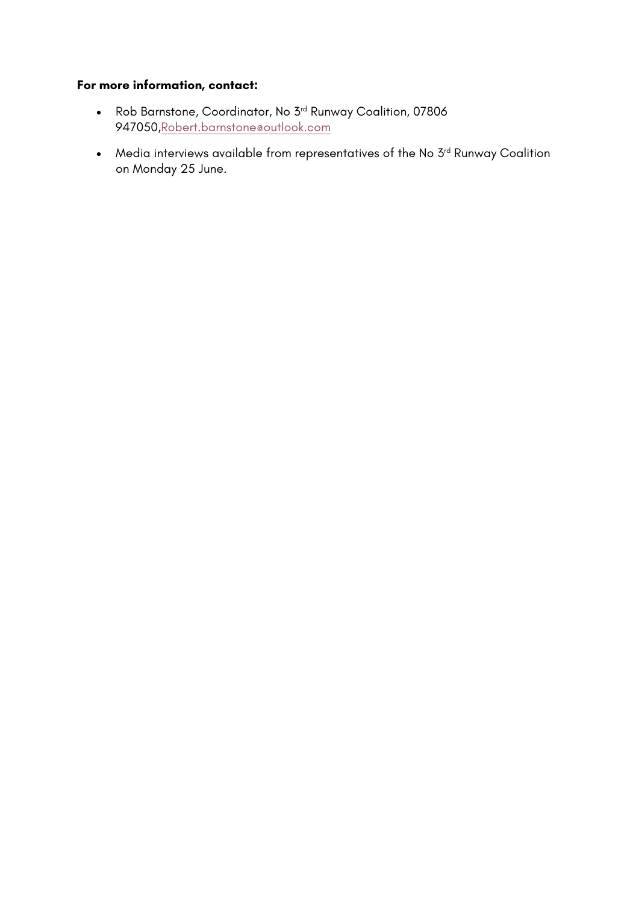**For more information, contact:**

- Rob Barnstone, Coordinator, No 3rd Runway Coalition, 07806 947050,Robert.barnstone@outlook.com
- Media interviews available from representatives of the No 3rd Runway Coalition on Monday 25 June.